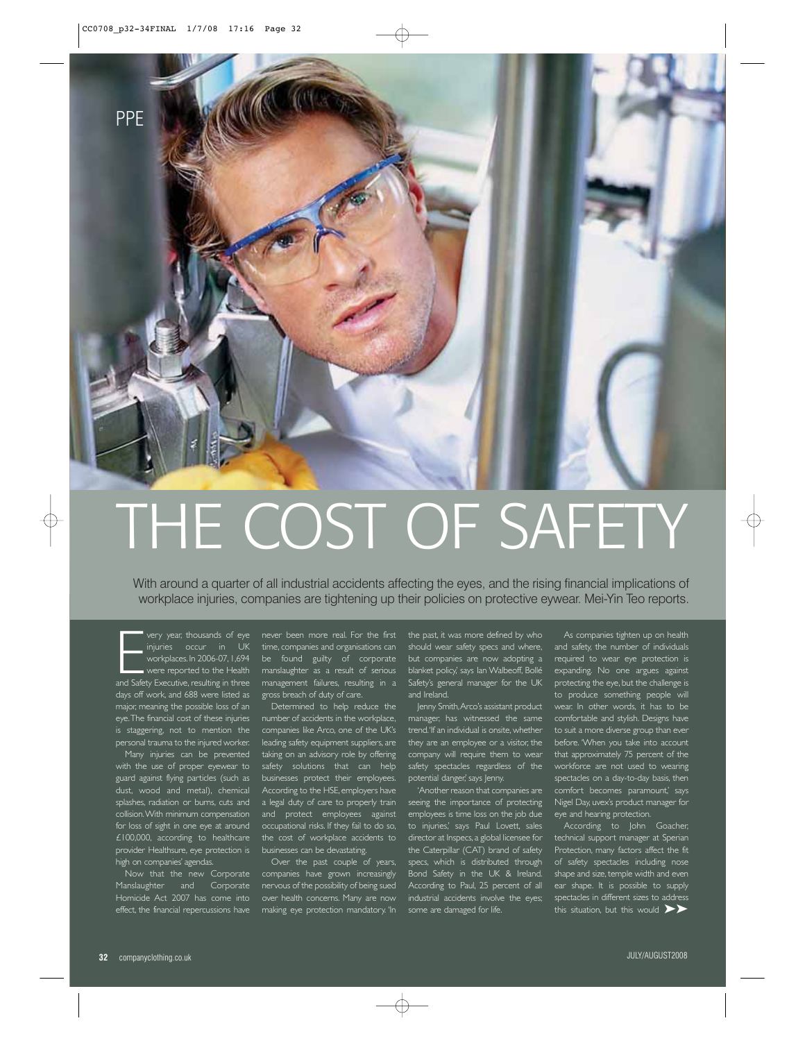# THE COST OF SAFETY

With around a quarter of all industrial accidents affecting the eyes, and the rising financial implications of workplace injuries, companies are tightening up their policies on protective eyewear. Mei-Yin Teo reports.

Every year, thousands of eye injuries occur in UK workplaces. In 2006-07, 1,694 were reported to the Health and Safety Executive, resulting in three days off work, and 688 were listed as major, meaning the possible loss of an eye. The financial cost of these injuries is staggering, not to mention the personal trauma to the injured worker.

Many injuries can be prevented with the use of proper eyewear to guard against flying particles (such as dust, wood and metal), chemical splashes, radiation or burns, cuts and collision. With minimum compensation for loss of sight in one eye at around £100,000, according to healthcare provider Healthsure, eye protection is high on companies' agendas.

Now that the new Corporate Manslaughter and Corporate Homicide Act 2007 has come into effect, the financial repercussions have never been more real. For the first time, companies and organisations can be found guilty of corporate manslaughter as a result of serious management failures, resulting in a gross breach of duty of care.

Determined to help reduce the number of accidents in the workplace, companies like Arco, one of the UK's leading safety equipment suppliers, are taking on an advisory role by offering safety solutions that can help businesses protect their employees. According to the HSE, employers have a legal duty of care to properly train and protect employees against occupational risks. If they fail to do so, the cost of workplace accidents to businesses can be devastating.

Over the past couple of years, companies have grown increasingly nervous of the possibility of being sued over health concerns. Many are now making eye protection mandatory. 'In the past, it was more defined by who should wear safety specs and where, but companies are now adopting a blanket policy,' says Ian Walbeoff, Bollé Safety's general manager for the UK and Ireland.

Jenny Smith, Arco's assistant product manager, has witnessed the same trend. 'If an individual is onsite, whether they are an employee or a visitor, the company will require them to wear safety spectacles regardless of the potential danger,' says Jenny.

'Another reason that companies are seeing the importance of protecting employees is time loss on the job due to injuries,' says Paul Lovett, sales director at Inspecs, a global licensee for the Caterpillar (CAT) brand of safety specs, which is distributed through Bond Safety in the UK & Ireland. According to Paul, 25 percent of all industrial accidents involve the eyes; some are damaged for life.

As companies tighten up on health and safety, the number of individuals required to wear eye protection is expanding. No one argues against protecting the eye, but the challenge is to produce something people will wear. In other words, it has to be comfortable and stylish. Designs have to suit a more diverse group than ever before. 'When you take into account that approximately 75 percent of the workforce are not used to wearing spectacles on a day-to-day basis, then comfort becomes paramount,' says Nigel Day, uvex's product manager for eye and hearing protection.

According to John Goacher, technical support manager at Sperian Protection, many factors affect the fit of safety spectacles including nose shape and size, temple width and even ear shape. It is possible to supply spectacles in different sizes to address this situation, but this would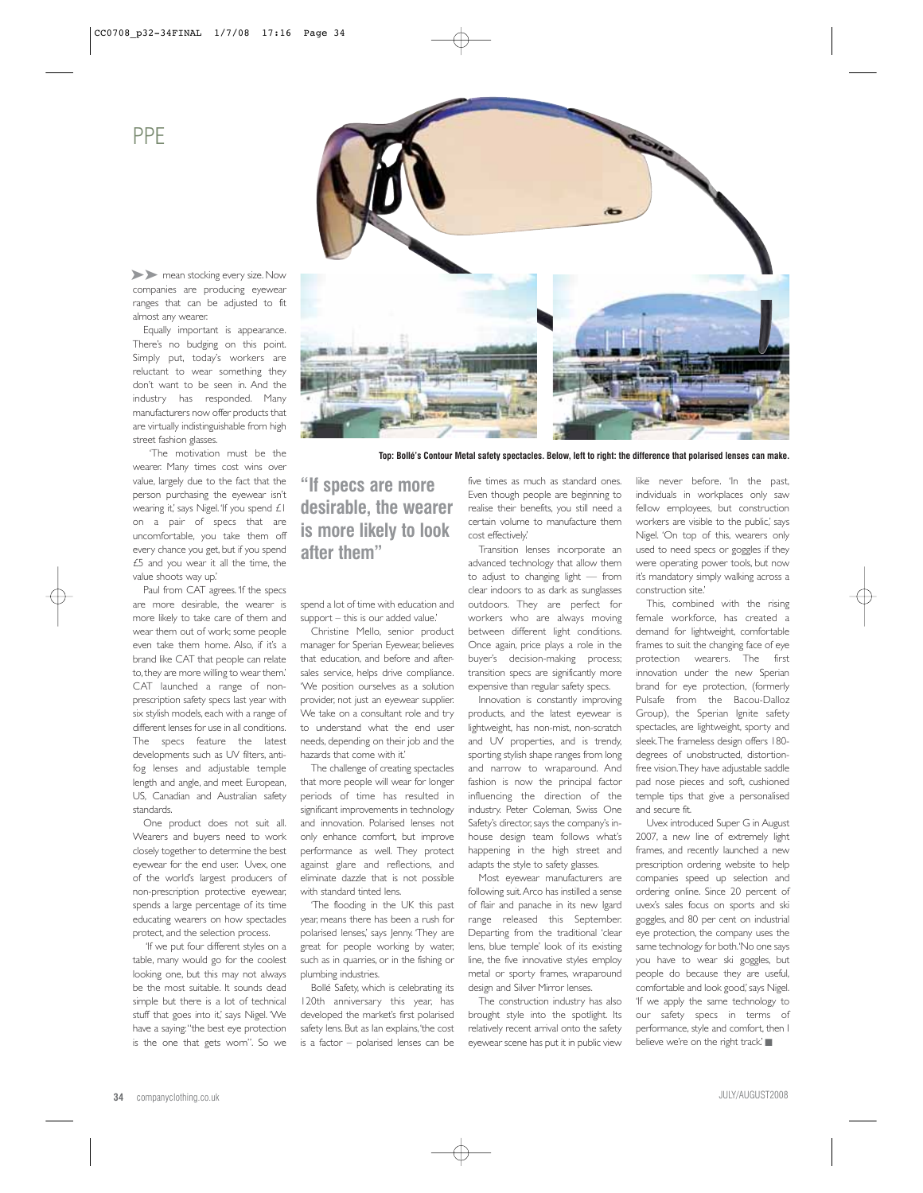## PPE

mean stocking every size. Now companies are producing eyewear ranges that can be adjusted to fit almost any wearer.

Equally important is appearance. There's no budging on this point. Simply put, today's workers are reluctant to wear something they don't want to be seen in. And the industry has responded. Many manufacturers now offer products that are virtually indistinguishable from high street fashion glasses.

'The motivation must be the wearer. Many times cost wins over value, largely due to the fact that the person purchasing the eyewear isn't wearing it,' says Nigel. 'If you spend £1 on a pair of specs that are uncomfortable, you take them off every chance you get, but if you spend £5 and you wear it all the time, the value shoots way up.'

Paul from CAT agrees. 'If the specs are more desirable, the wearer is more likely to take care of them and wear them out of work; some people even take them home. Also, if it's a brand like CAT that people can relate to, they are more willing to wear them.' CAT launched a range of non-prescription safety specs last year with six stylish models, each with a range of different lenses for use in all conditions. The specs feature the latest developments such as UV filters, anti-fog lenses and adjustable temple length and angle, and meet European, US, Canadian and Australian safety standards.

One product does not suit all. Wearers and buyers need to work closely together to determine the best eyewear for the end user. Uvex, one of the world's largest producers of non-prescription protective eyewear, spends a large percentage of its time educating wearers on how spectacles protect, and the selection process.

'If we put four different styles on a table, many would go for the coolest looking one, but this may not always be the most suitable. It sounds dead simple but there is a lot of technical stuff that goes into it,' says Nigel. 'We have a saying: "the best eye protection is the one that gets worn". So we spend a lot of time with education and support – this is our added value.'

Top: Bollé's Contour Metal safety spectacles. Below, left to right: the difference that polarised lenses can make.

> "If specs are more desirable, the wearer is more likely to look after them"

Christine Mello, senior product manager for Sperian Eyewear, believes that education, and before and after-sales service, helps drive compliance. 'We position ourselves as a solution provider, not just an eyewear supplier. We take on a consultant role and try to understand what the end user needs, depending on their job and the hazards that come with it.'

The challenge of creating spectacles that more people will wear for longer periods of time has resulted in significant improvements in technology and innovation. Polarised lenses not only enhance comfort, but improve performance as well. They protect against glare and reflections, and eliminate dazzle that is not possible with standard tinted lens.

'The flooding in the UK this past year, means there has been a rush for polarised lenses,' says Jenny. 'They are great for people working by water, such as in quarries, or in the fishing or plumbing industries.

Bollé Safety, which is celebrating its 120th anniversary this year, has developed the market's first polarised safety lens. But as Ian explains, 'the cost is a factor – polarised lenses can be five times as much as standard ones. Even though people are beginning to realise their benefits, you still need a certain volume to manufacture them cost effectively.'

Transition lenses incorporate an advanced technology that allow them to adjust to changing light — from clear indoors to as dark as sunglasses outdoors. They are perfect for workers who are always moving between different light conditions. Once again, price plays a role in the buyer's decision-making process; transition specs are significantly more expensive than regular safety specs.

Innovation is constantly improving products, and the latest eyewear is lightweight, has non-mist, non-scratch and UV properties, and is trendy, sporting stylish shape ranges from long and narrow to wraparound. And fashion is now the principal factor influencing the direction of the industry. Peter Coleman, Swiss One Safety's director, says the company's in-house design team follows what's happening in the high street and adapts the style to safety glasses.

Most eyewear manufacturers are following suit. Arco has instilled a sense of flair and panache in its new Igard range released this September. Departing from the traditional 'clear lens, blue temple' look of its existing line, the five innovative styles employ metal or sporty frames, wraparound design and Silver Mirror lenses.

The construction industry has also brought style into the spotlight. Its relatively recent arrival onto the safety eyewear scene has put it in public view like never before. 'In the past, individuals in workplaces only saw fellow employees, but construction workers are visible to the public,' says Nigel. 'On top of this, wearers only used to need specs or goggles if they were operating power tools, but now it's mandatory simply walking across a construction site.'

This, combined with the rising female workforce, has created a demand for lightweight, comfortable frames to suit the changing face of eye protection wearers. The first innovation under the new Sperian brand for eye protection, (formerly Pulsafe from the Bacou-Dalloz Group), the Sperian Ignite safety spectacles, are lightweight, sporty and sleek. The frameless design offers 180-degrees of unobstructed, distortion-free vision. They have adjustable saddle pad nose pieces and soft, cushioned temple tips that give a personalised and secure fit.

Uvex introduced Super G in August 2007, a new line of extremely light frames, and recently launched a new prescription ordering website to help companies speed up selection and ordering online. Since 20 percent of uvex's sales focus on sports and ski goggles, and 80 per cent on industrial eye protection, the company uses the same technology for both. 'No one says you have to wear ski goggles, but people do because they are useful, comfortable and look good,' says Nigel. 'If we apply the same technology to our safety specs in terms of performance, style and comfort, then I believe we're on the right track.' ■